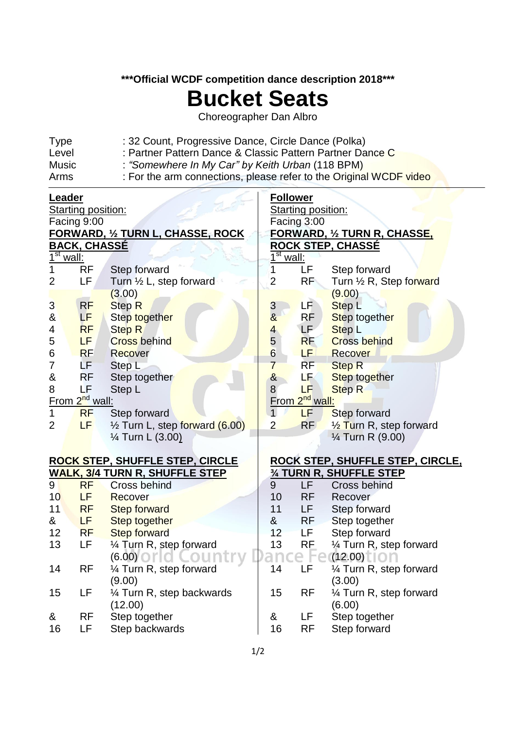**\*\*\*Official WCDF competition dance description 2018\*\*\***

# Bucket Seats

Choreographer Dan Albro

| | |
|---|---|
| Type | : 32 Count, Progressive Dance, Circle Dance (Polka) |
| Level | : Partner Pattern Dance & Classic Pattern Partner Dance C |
| Music | : *"Somewhere In My Car" by Keith Urban* (118 BPM) |
| Arms | : For the arm connections, please refer to the Original WCDF video |

## Leader

Starting position:
Facing 9:00

**FORWARD, ½ TURN L, CHASSE, ROCK BACK, CHASSÉ**

1st wall:

| | | |
|---|---|---|
| 1 | RF | Step forward |
| 2 | LF | Turn ½ L, step forward (3.00) |
| 3 | RF | Step R |
| & | LF | Step together |
| 4 | RF | Step R |
| 5 | LF | Cross behind |
| 6 | RF | Recover |
| 7 | LF | Step L |
| & | RF | Step together |
| 8 | LF | Step L |

From 2nd wall:

| | | |
|---|---|---|
| 1 | RF | Step forward |
| 2 | LF | ½ Turn L, step forward (6.00) ¼ Turn L (3.00) |

**ROCK STEP, SHUFFLE STEP, CIRCLE WALK, 3/4 TURN R, SHUFFLE STEP**

| | | |
|---|---|---|
| 9 | RF | Cross behind |
| 10 | LF | Recover |
| 11 | RF | Step forward |
| & | LF | Step together |
| 12 | RF | Step forward |
| 13 | LF | ¼ Turn R, step forward (6.00) |
| 14 | RF | ¼ Turn R, step forward (9.00) |
| 15 | LF | ¼ Turn R, step backwards (12.00) |
| & | RF | Step together |
| 16 | LF | Step backwards |

## Follower

Starting position:
Facing 3:00

**FORWARD, ½ TURN R, CHASSE, ROCK STEP, CHASSÉ**

1st wall:

| | | |
|---|---|---|
| 1 | LF | Step forward |
| 2 | RF | Turn ½ R, Step forward (9.00) |
| 3 | LF | Step L |
| & | RF | Step together |
| 4 | LF | Step L |
| 5 | RF | Cross behind |
| 6 | LF | Recover |
| 7 | RF | Step R |
| & | LF | Step together |
| 8 | LF | Step R |

From 2nd wall:

| | | |
|---|---|---|
| 1 | LF | Step forward |
| 2 | RF | ½ Turn R, step forward ¼ Turn R (9.00) |

**ROCK STEP, SHUFFLE STEP, CIRCLE, ¾ TURN R, SHUFFLE STEP**

| | | |
|---|---|---|
| 9 | LF | Cross behind |
| 10 | RF | Recover |
| 11 | LF | Step forward |
| & | RF | Step together |
| 12 | LF | Step forward |
| 13 | RF | ¼ Turn R, step forward (12.00) |
| 14 | LF | ¼ Turn R, step forward (3.00) |
| 15 | RF | ¼ Turn R, step forward (6.00) |
| & | LF | Step together |
| 16 | RF | Step forward |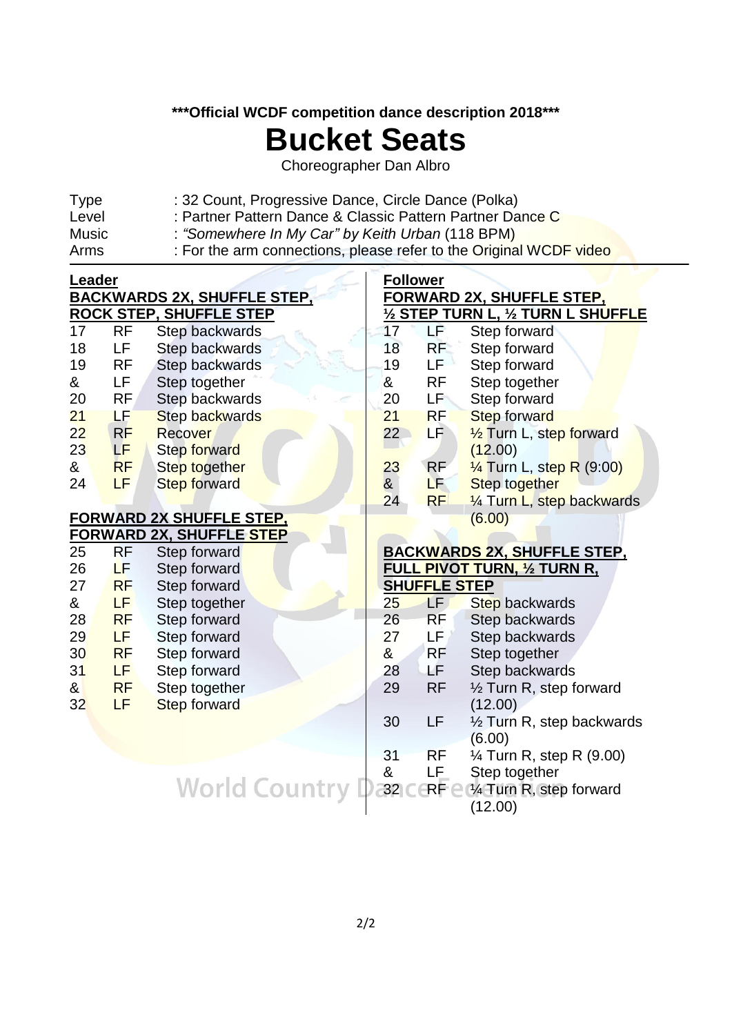***Official WCDF competition dance description 2018***

# Bucket Seats

Choreographer Dan Albro

| | |
|---|---|
| Type | : 32 Count, Progressive Dance, Circle Dance (Polka) |
| Level | : Partner Pattern Dance & Classic Pattern Partner Dance C |
| Music | : *"Somewhere In My Car" by Keith Urban* (118 BPM) |
| Arms | : For the arm connections, please refer to the Original WCDF video |

## Leader

**BACKWARDS 2X, SHUFFLE STEP, ROCK STEP, SHUFFLE STEP**

| | | |
|---|---|---|
| 17 | RF | Step backwards |
| 18 | LF | Step backwards |
| 19 | RF | Step backwards |
| & | LF | Step together |
| 20 | RF | Step backwards |
| 21 | LF | Step backwards |
| 22 | RF | Recover |
| 23 | LF | Step forward |
| & | RF | Step together |
| 24 | LF | Step forward |

**FORWARD 2X SHUFFLE STEP, FORWARD 2X, SHUFFLE STEP**

| | | |
|---|---|---|
| 25 | RF | Step forward |
| 26 | LF | Step forward |
| 27 | RF | Step forward |
| & | LF | Step together |
| 28 | RF | Step forward |
| 29 | LF | Step forward |
| 30 | RF | Step forward |
| 31 | LF | Step forward |
| & | RF | Step together |
| 32 | LF | Step forward |

## Follower

**FORWARD 2X, SHUFFLE STEP, ½ STEP TURN L, ½ TURN L SHUFFLE**

| | | |
|---|---|---|
| 17 | LF | Step forward |
| 18 | RF | Step forward |
| 19 | LF | Step forward |
| & | RF | Step together |
| 20 | LF | Step forward |
| 21 | RF | Step forward |
| 22 | LF | ½ Turn L, step forward (12.00) |
| 23 | RF | ¼ Turn L, step R (9:00) |
| & | LF | Step together |
| 24 | RF | ¼ Turn L, step backwards (6.00) |

**BACKWARDS 2X, SHUFFLE STEP, FULL PIVOT TURN, ½ TURN R, SHUFFLE STEP**

| | | |
|---|---|---|
| 25 | LF | Step backwards |
| 26 | RF | Step backwards |
| 27 | LF | Step backwards |
| & | RF | Step together |
| 28 | LF | Step backwards |
| 29 | RF | ½ Turn R, step forward (12.00) |
| 30 | LF | ½ Turn R, step backwards (6.00) |
| 31 | RF | ¼ Turn R, step R (9.00) |
| & | LF | Step together |
| 32 | RF | ¼ Turn R, step forward (12.00) |

World Country Dance Federation